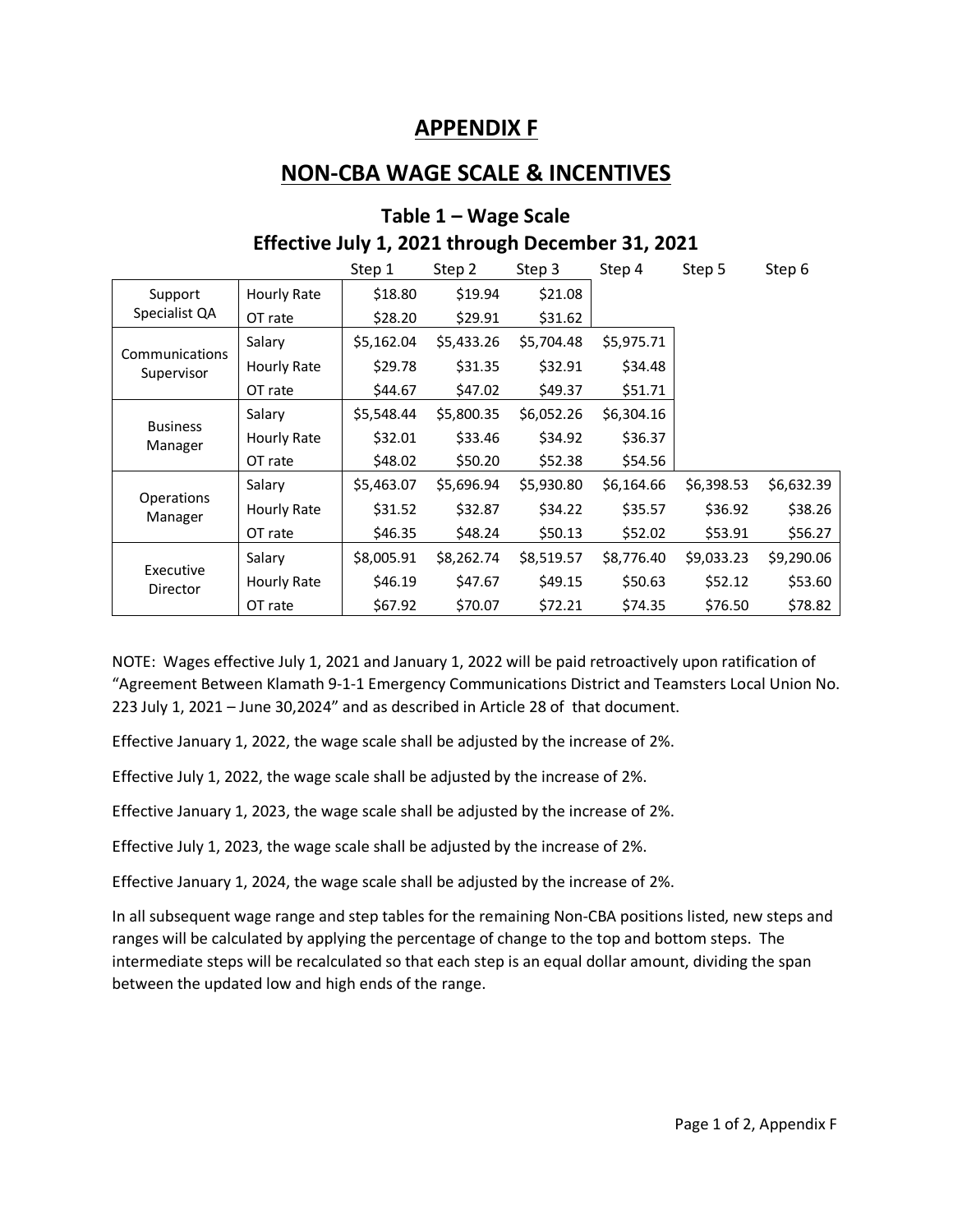# APPENDIX F

# NON-CBA WAGE SCALE & INCENTIVES

## Table 1 – Wage Scale
## Effective July 1, 2021 through December 31, 2021

| | | Step 1 | Step 2 | Step 3 | Step 4 | Step 5 | Step 6 |
|---|---|---|---|---|---|---|---|
| Support Specialist QA | Hourly Rate | $18.80 | $19.94 | $21.08 | | | |
| | OT rate | $28.20 | $29.91 | $31.62 | | | |
| Communications Supervisor | Salary | $5,162.04 | $5,433.26 | $5,704.48 | $5,975.71 | | |
| | Hourly Rate | $29.78 | $31.35 | $32.91 | $34.48 | | |
| | OT rate | $44.67 | $47.02 | $49.37 | $51.71 | | |
| Business Manager | Salary | $5,548.44 | $5,800.35 | $6,052.26 | $6,304.16 | | |
| | Hourly Rate | $32.01 | $33.46 | $34.92 | $36.37 | | |
| | OT rate | $48.02 | $50.20 | $52.38 | $54.56 | | |
| Operations Manager | Salary | $5,463.07 | $5,696.94 | $5,930.80 | $6,164.66 | $6,398.53 | $6,632.39 |
| | Hourly Rate | $31.52 | $32.87 | $34.22 | $35.57 | $36.92 | $38.26 |
| | OT rate | $46.35 | $48.24 | $50.13 | $52.02 | $53.91 | $56.27 |
| Executive Director | Salary | $8,005.91 | $8,262.74 | $8,519.57 | $8,776.40 | $9,033.23 | $9,290.06 |
| | Hourly Rate | $46.19 | $47.67 | $49.15 | $50.63 | $52.12 | $53.60 |
| | OT rate | $67.92 | $70.07 | $72.21 | $74.35 | $76.50 | $78.82 |

NOTE: Wages effective July 1, 2021 and January 1, 2022 will be paid retroactively upon ratification of "Agreement Between Klamath 9-1-1 Emergency Communications District and Teamsters Local Union No. 223 July 1, 2021 – June 30,2024" and as described in Article 28 of that document.

Effective January 1, 2022, the wage scale shall be adjusted by the increase of 2%.

Effective July 1, 2022, the wage scale shall be adjusted by the increase of 2%.

Effective January 1, 2023, the wage scale shall be adjusted by the increase of 2%.

Effective July 1, 2023, the wage scale shall be adjusted by the increase of 2%.

Effective January 1, 2024, the wage scale shall be adjusted by the increase of 2%.

In all subsequent wage range and step tables for the remaining Non-CBA positions listed, new steps and ranges will be calculated by applying the percentage of change to the top and bottom steps. The intermediate steps will be recalculated so that each step is an equal dollar amount, dividing the span between the updated low and high ends of the range.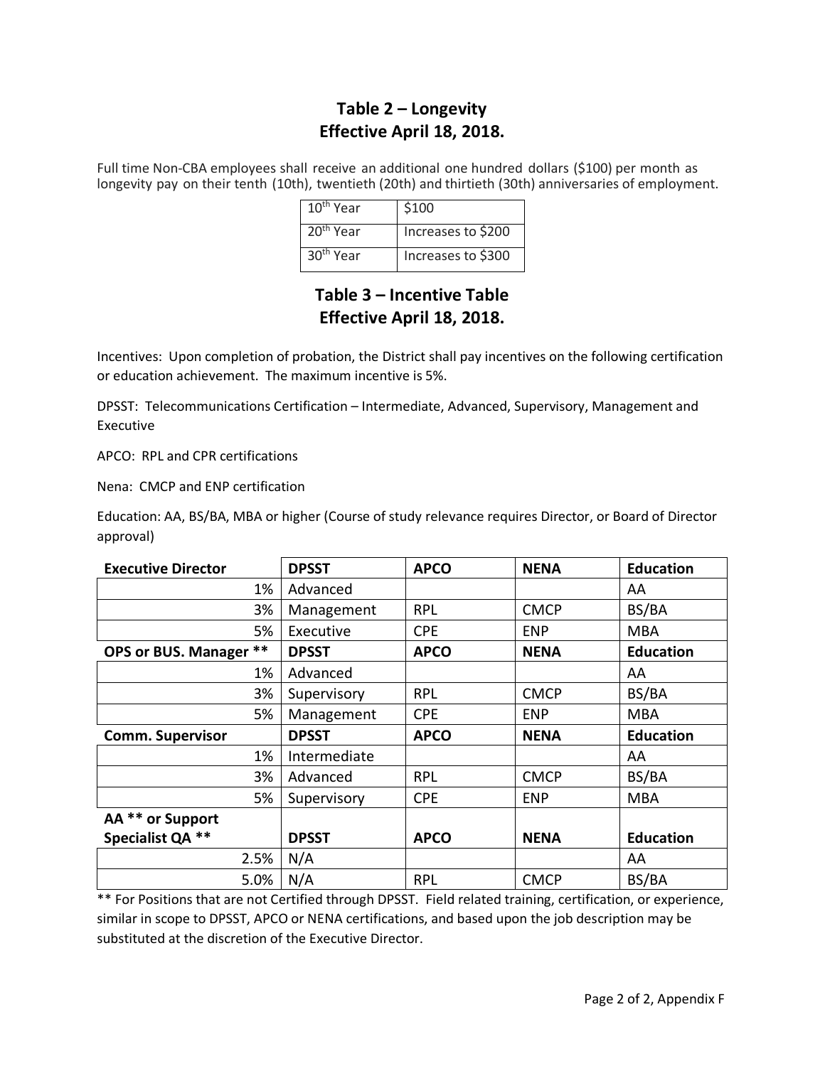## Table 2 – Longevity
## Effective April 18, 2018.

Full time Non-CBA employees shall receive an additional one hundred dollars ($100) per month as longevity pay on their tenth (10th), twentieth (20th) and thirtieth (30th) anniversaries of employment.

| | |
|---|---|
| 10th Year | $100 |
| 20th Year | Increases to $200 |
| 30th Year | Increases to $300 |

## Table 3 – Incentive Table
## Effective April 18, 2018.

Incentives: Upon completion of probation, the District shall pay incentives on the following certification or education achievement. The maximum incentive is 5%.

DPSST: Telecommunications Certification – Intermediate, Advanced, Supervisory, Management and Executive

APCO: RPL and CPR certifications

Nena: CMCP and ENP certification

Education: AA, BS/BA, MBA or higher (Course of study relevance requires Director, or Board of Director approval)

| **Executive Director** | **DPSST** | **APCO** | **NENA** | **Education** |
|---|---|---|---|---|
| 1% | Advanced | | | AA |
| 3% | Management | RPL | CMCP | BS/BA |
| 5% | Executive | CPE | ENP | MBA |
| **OPS or BUS. Manager ** ** | **DPSST** | **APCO** | **NENA** | **Education** |
| 1% | Advanced | | | AA |
| 3% | Supervisory | RPL | CMCP | BS/BA |
| 5% | Management | CPE | ENP | MBA |
| **Comm. Supervisor** | **DPSST** | **APCO** | **NENA** | **Education** |
| 1% | Intermediate | | | AA |
| 3% | Advanced | RPL | CMCP | BS/BA |
| 5% | Supervisory | CPE | ENP | MBA |
| **AA ** or Support Specialist QA **** | **DPSST** | **APCO** | **NENA** | **Education** |
| 2.5% | N/A | | | AA |
| 5.0% | N/A | RPL | CMCP | BS/BA |

** For Positions that are not Certified through DPSST. Field related training, certification, or experience, similar in scope to DPSST, APCO or NENA certifications, and based upon the job description may be substituted at the discretion of the Executive Director.